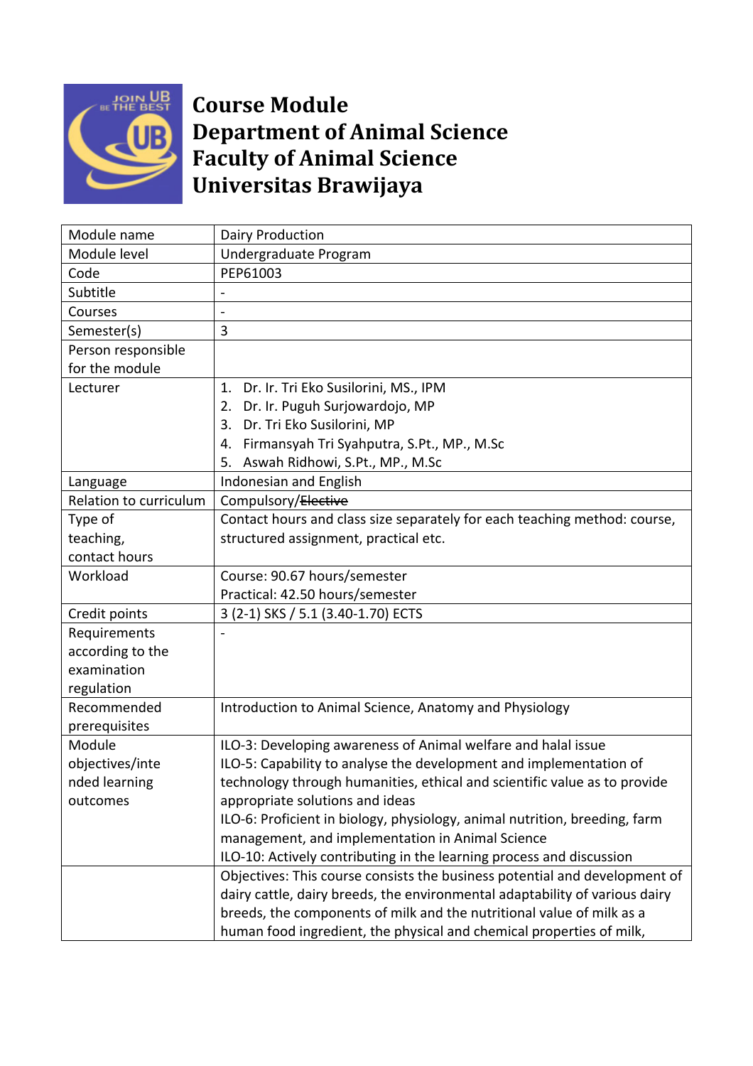# Course Module
# Department of Animal Science
# Faculty of Animal Science
# Universitas Brawijaya

| Module name | Dairy Production |
|---|---|
| Module level | Undergraduate Program |
| Code | PEP61003 |
| Subtitle | - |
| Courses | - |
| Semester(s) | 3 |
| Person responsible for the module | |
| Lecturer | 1. Dr. Ir. Tri Eko Susilorini, MS., IPM<br>2. Dr. Ir. Puguh Surjowardojo, MP<br>3. Dr. Tri Eko Susilorini, MP<br>4. Firmansyah Tri Syahputra, S.Pt., MP., M.Sc<br>5. Aswah Ridhowi, S.Pt., MP., M.Sc |
| Language | Indonesian and English |
| Relation to curriculum | Compulsory/~~Elective~~ |
| Type of teaching, contact hours | Contact hours and class size separately for each teaching method: course, structured assignment, practical etc. |
| Workload | Course: 90.67 hours/semester<br>Practical: 42.50 hours/semester |
| Credit points | 3 (2-1) SKS / 5.1 (3.40-1.70) ECTS |
| Requirements according to the examination regulation | - |
| Recommended prerequisites | Introduction to Animal Science, Anatomy and Physiology |
| Module objectives/intended learning outcomes | ILO-3: Developing awareness of Animal welfare and halal issue<br>ILO-5: Capability to analyse the development and implementation of technology through humanities, ethical and scientific value as to provide appropriate solutions and ideas<br>ILO-6: Proficient in biology, physiology, animal nutrition, breeding, farm management, and implementation in Animal Science<br>ILO-10: Actively contributing in the learning process and discussion |
| | Objectives: This course consists the business potential and development of dairy cattle, dairy breeds, the environmental adaptability of various dairy breeds, the components of milk and the nutritional value of milk as a human food ingredient, the physical and chemical properties of milk, |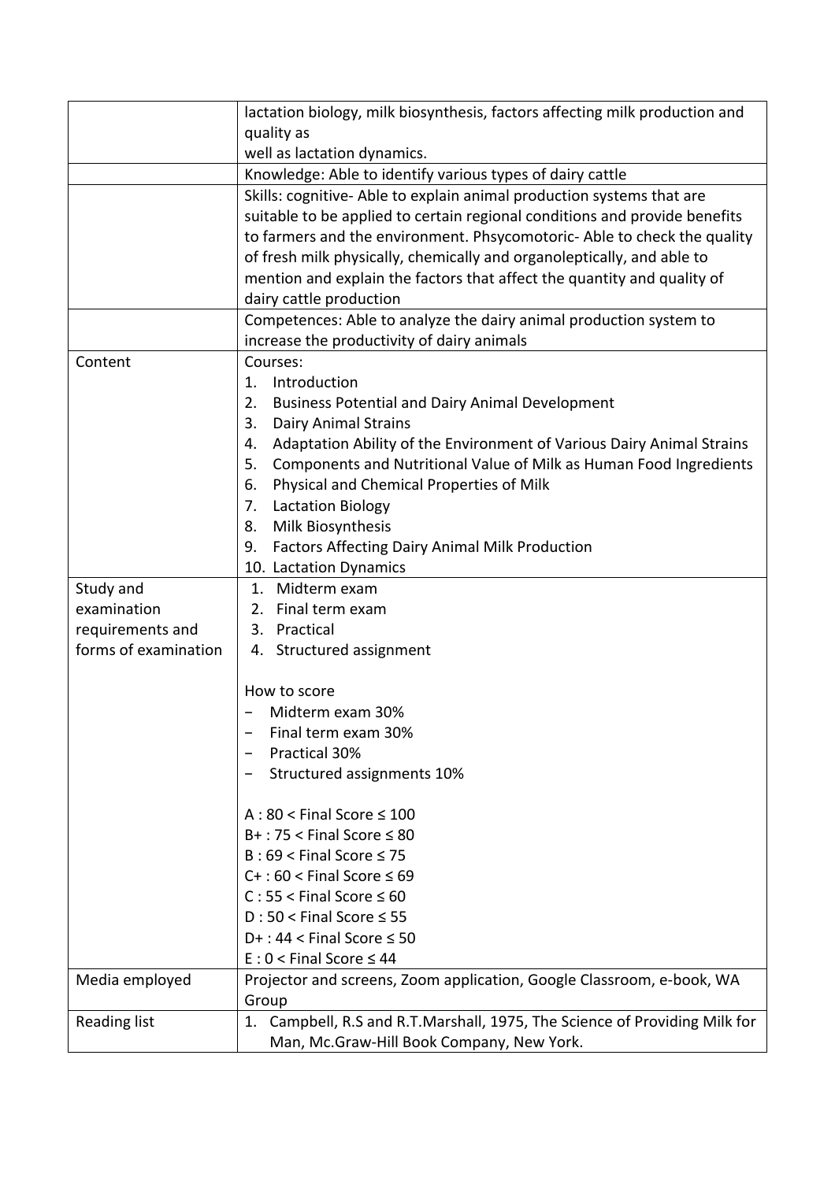| | |
|---|---|
| | lactation biology, milk biosynthesis, factors affecting milk production and quality as<br>well as lactation dynamics. |
| | Knowledge: Able to identify various types of dairy cattle |
| | Skills: cognitive- Able to explain animal production systems that are suitable to be applied to certain regional conditions and provide benefits to farmers and the environment. Phsycomotoric- Able to check the quality of fresh milk physically, chemically and organoleptically, and able to mention and explain the factors that affect the quantity and quality of dairy cattle production |
| | Competences: Able to analyze the dairy animal production system to increase the productivity of dairy animals |
| Content | Courses:<br>1. Introduction<br>2. Business Potential and Dairy Animal Development<br>3. Dairy Animal Strains<br>4. Adaptation Ability of the Environment of Various Dairy Animal Strains<br>5. Components and Nutritional Value of Milk as Human Food Ingredients<br>6. Physical and Chemical Properties of Milk<br>7. Lactation Biology<br>8. Milk Biosynthesis<br>9. Factors Affecting Dairy Animal Milk Production<br>10. Lactation Dynamics |
| Study and examination requirements and forms of examination | 1. Midterm exam<br>2. Final term exam<br>3. Practical<br>4. Structured assignment<br><br>How to score<br>− Midterm exam 30%<br>− Final term exam 30%<br>− Practical 30%<br>− Structured assignments 10%<br><br>A : 80 < Final Score ≤ 100<br>B+ : 75 < Final Score ≤ 80<br>B : 69 < Final Score ≤ 75<br>C+ : 60 < Final Score ≤ 69<br>C : 55 < Final Score ≤ 60<br>D : 50 < Final Score ≤ 55<br>D+ : 44 < Final Score ≤ 50<br>E : 0 < Final Score ≤ 44 |
| Media employed | Projector and screens, Zoom application, Google Classroom, e-book, WA Group |
| Reading list | 1. Campbell, R.S and R.T.Marshall, 1975, The Science of Providing Milk for Man, Mc.Graw-Hill Book Company, New York. |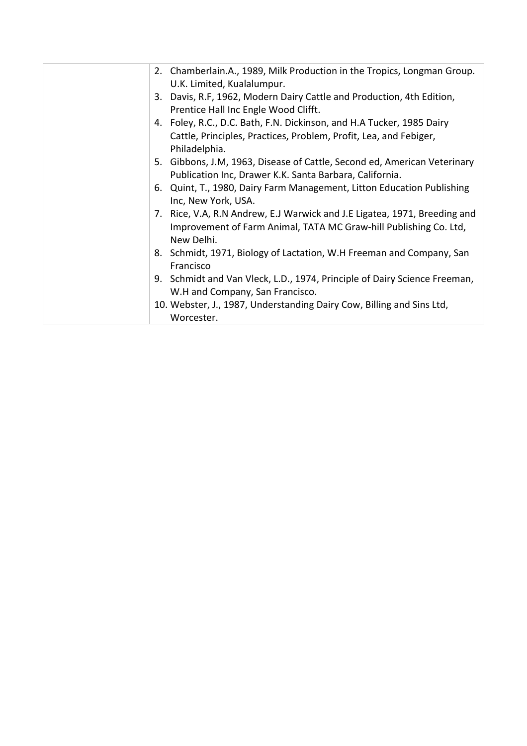| | |
|---|---|
| | 2. Chamberlain.A., 1989, Milk Production in the Tropics, Longman Group. U.K. Limited, Kualalumpur.<br>3. Davis, R.F, 1962, Modern Dairy Cattle and Production, 4th Edition, Prentice Hall Inc Engle Wood Clifft.<br>4. Foley, R.C., D.C. Bath, F.N. Dickinson, and H.A Tucker, 1985 Dairy Cattle, Principles, Practices, Problem, Profit, Lea, and Febiger, Philadelphia.<br>5. Gibbons, J.M, 1963, Disease of Cattle, Second ed, American Veterinary Publication Inc, Drawer K.K. Santa Barbara, California.<br>6. Quint, T., 1980, Dairy Farm Management, Litton Education Publishing Inc, New York, USA.<br>7. Rice, V.A, R.N Andrew, E.J Warwick and J.E Ligatea, 1971, Breeding and Improvement of Farm Animal, TATA MC Graw-hill Publishing Co. Ltd, New Delhi.<br>8. Schmidt, 1971, Biology of Lactation, W.H Freeman and Company, San Francisco<br>9. Schmidt and Van Vleck, L.D., 1974, Principle of Dairy Science Freeman, W.H and Company, San Francisco.<br>10. Webster, J., 1987, Understanding Dairy Cow, Billing and Sins Ltd, Worcester. |